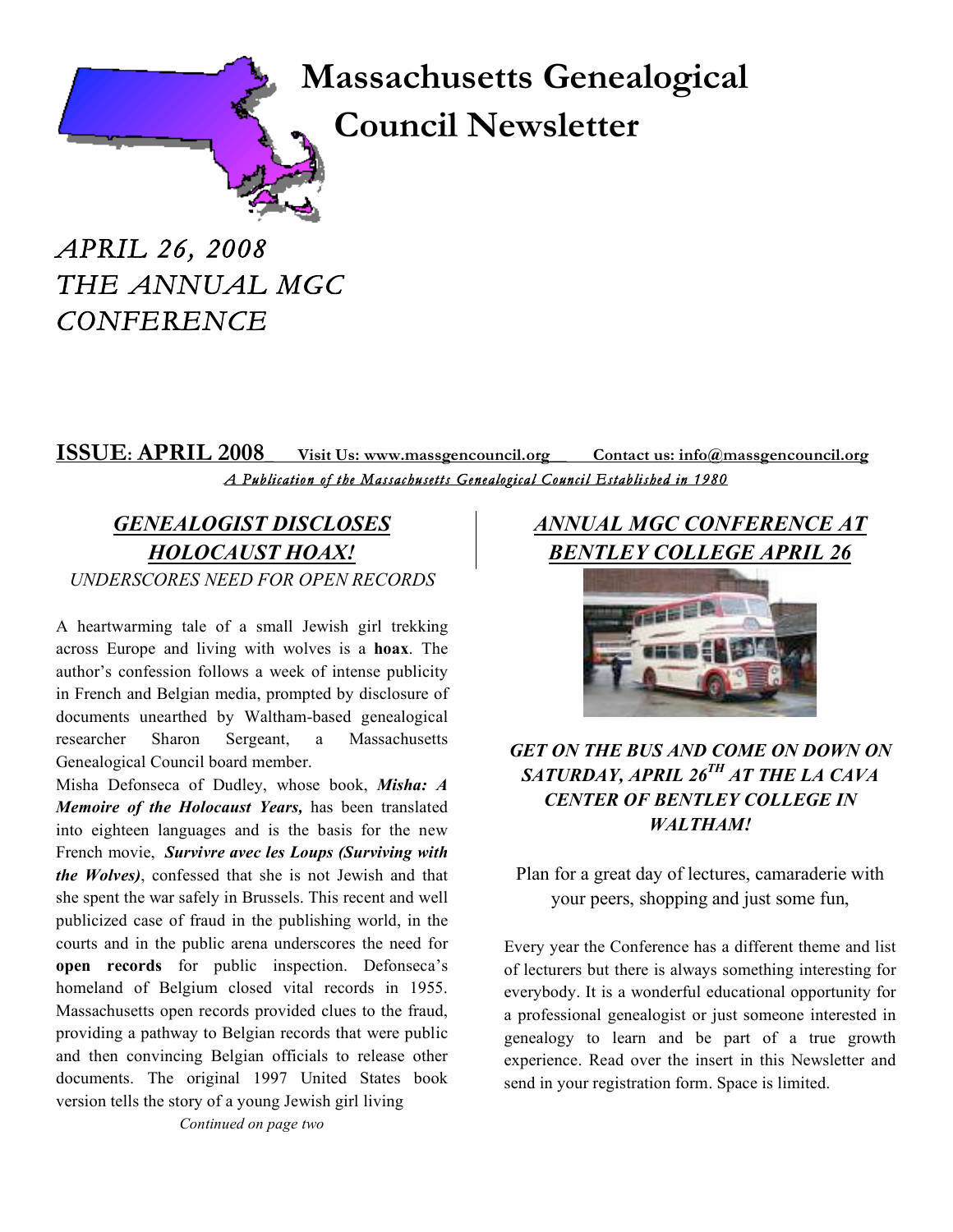# Massachusetts Genealogical Council Newsletter

*APRIL 26, 2008*
*THE ANNUAL MGC CONFERENCE*

**ISSUE: APRIL 2008** **Visit Us: www.massgencouncil.org** **Contact us: info@massgencouncil.org**

*A Publication of the Massachusetts Genealogical Council Established in 1980*

## *GENEALOGIST DISCLOSES HOLOCAUST HOAX!*

*UNDERSCORES NEED FOR OPEN RECORDS*

A heartwarming tale of a small Jewish girl trekking across Europe and living with wolves is a **hoax**. The author's confession follows a week of intense publicity in French and Belgian media, prompted by disclosure of documents unearthed by Waltham-based genealogical researcher Sharon Sergeant, a Massachusetts Genealogical Council board member.

Misha Defonseca of Dudley, whose book, ***Misha: A Memoire of the Holocaust Years,*** has been translated into eighteen languages and is the basis for the new French movie, ***Survivre avec les Loups (Surviving with the Wolves)***, confessed that she is not Jewish and that she spent the war safely in Brussels. This recent and well publicized case of fraud in the publishing world, in the courts and in the public arena underscores the need for **open records** for public inspection. Defonseca's homeland of Belgium closed vital records in 1955. Massachusetts open records provided clues to the fraud, providing a pathway to Belgian records that were public and then convincing Belgian officials to release other documents. The original 1997 United States book version tells the story of a young Jewish girl living

*Continued on page two*

## *ANNUAL MGC CONFERENCE AT BENTLEY COLLEGE APRIL 26*

***GET ON THE BUS AND COME ON DOWN ON SATURDAY, APRIL 26TH AT THE LA CAVA CENTER OF BENTLEY COLLEGE IN WALTHAM!***

Plan for a great day of lectures, camaraderie with your peers, shopping and just some fun,

Every year the Conference has a different theme and list of lecturers but there is always something interesting for everybody. It is a wonderful educational opportunity for a professional genealogist or just someone interested in genealogy to learn and be part of a true growth experience. Read over the insert in this Newsletter and send in your registration form. Space is limited.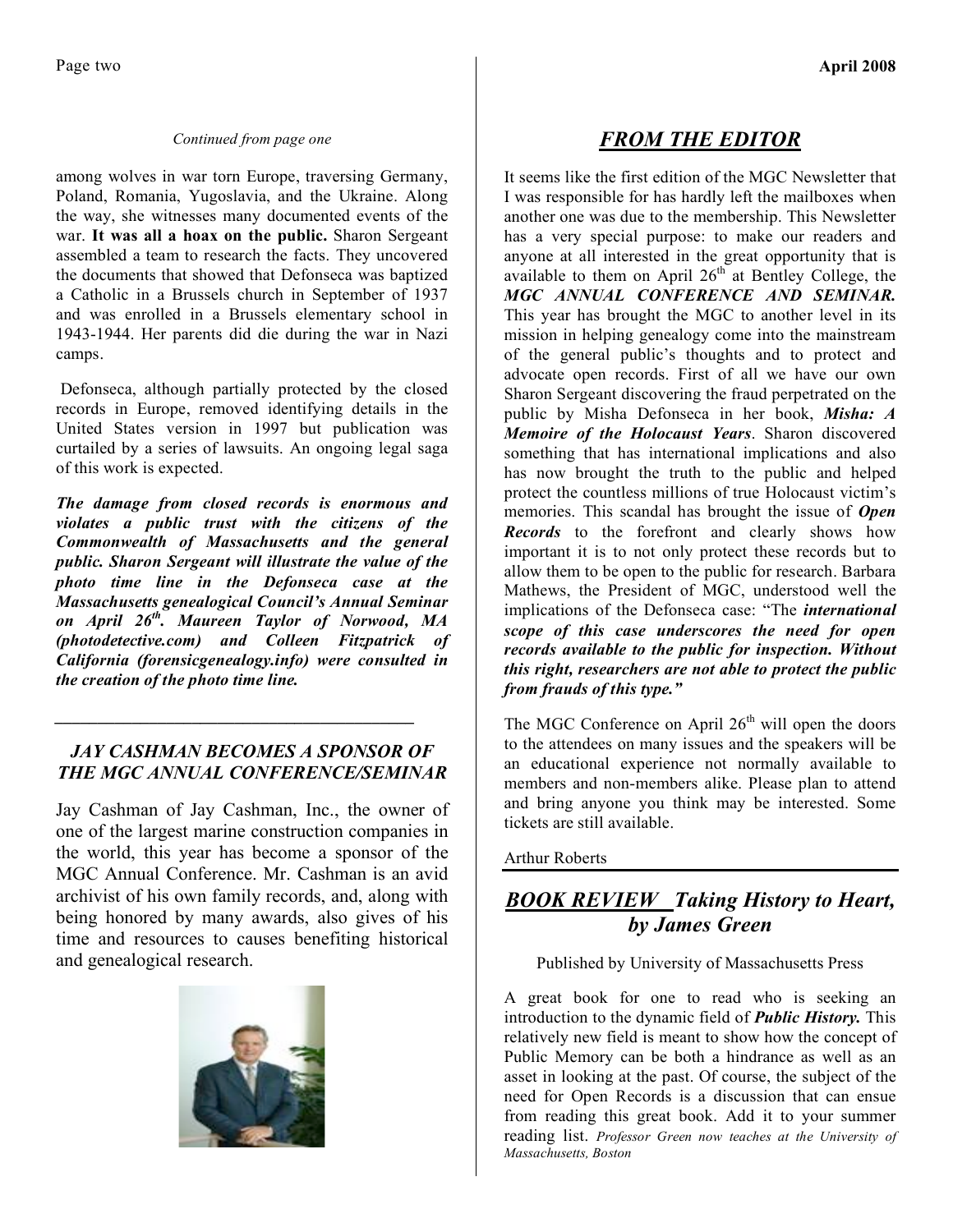*Continued from page one*

among wolves in war torn Europe, traversing Germany, Poland, Romania, Yugoslavia, and the Ukraine. Along the way, she witnesses many documented events of the war. **It was all a hoax on the public.** Sharon Sergeant assembled a team to research the facts. They uncovered the documents that showed that Defonseca was baptized a Catholic in a Brussels church in September of 1937 and was enrolled in a Brussels elementary school in 1943-1944. Her parents did die during the war in Nazi camps.

Defonseca, although partially protected by the closed records in Europe, removed identifying details in the United States version in 1997 but publication was curtailed by a series of lawsuits. An ongoing legal saga of this work is expected.

***The damage from closed records is enormous and violates a public trust with the citizens of the Commonwealth of Massachusetts and the general public. Sharon Sergeant will illustrate the value of the photo time line in the Defonseca case at the Massachusetts genealogical Council's Annual Seminar on April 26th. Maureen Taylor of Norwood, MA (photodetective.com) and Colleen Fitzpatrick of California (forensicgenealogy.info) were consulted in the creation of the photo time line.***

## *JAY CASHMAN BECOMES A SPONSOR OF THE MGC ANNUAL CONFERENCE/SEMINAR*

Jay Cashman of Jay Cashman, Inc., the owner of one of the largest marine construction companies in the world, this year has become a sponsor of the MGC Annual Conference. Mr. Cashman is an avid archivist of his own family records, and, along with being honored by many awards, also gives of his time and resources to causes benefiting historical and genealogical research.

## *FROM THE EDITOR*

It seems like the first edition of the MGC Newsletter that I was responsible for has hardly left the mailboxes when another one was due to the membership. This Newsletter has a very special purpose: to make our readers and anyone at all interested in the great opportunity that is available to them on April 26th at Bentley College, the ***MGC ANNUAL CONFERENCE AND SEMINAR.*** This year has brought the MGC to another level in its mission in helping genealogy come into the mainstream of the general public's thoughts and to protect and advocate open records. First of all we have our own Sharon Sergeant discovering the fraud perpetrated on the public by Misha Defonseca in her book, ***Misha: A Memoire of the Holocaust Years***. Sharon discovered something that has international implications and also has now brought the truth to the public and helped protect the countless millions of true Holocaust victim's memories. This scandal has brought the issue of ***Open Records*** to the forefront and clearly shows how important it is to not only protect these records but to allow them to be open to the public for research. Barbara Mathews, the President of MGC, understood well the implications of the Defonseca case: "The ***international scope of this case underscores the need for open records available to the public for inspection. Without this right, researchers are not able to protect the public from frauds of this type."***

The MGC Conference on April 26th will open the doors to the attendees on many issues and the speakers will be an educational experience not normally available to members and non-members alike. Please plan to attend and bring anyone you think may be interested. Some tickets are still available.

Arthur Roberts

## *BOOK REVIEW Taking History to Heart, by James Green*

Published by University of Massachusetts Press

A great book for one to read who is seeking an introduction to the dynamic field of ***Public History.*** This relatively new field is meant to show how the concept of Public Memory can be both a hindrance as well as an asset in looking at the past. Of course, the subject of the need for Open Records is a discussion that can ensue from reading this great book. Add it to your summer reading list. *Professor Green now teaches at the University of Massachusetts, Boston*